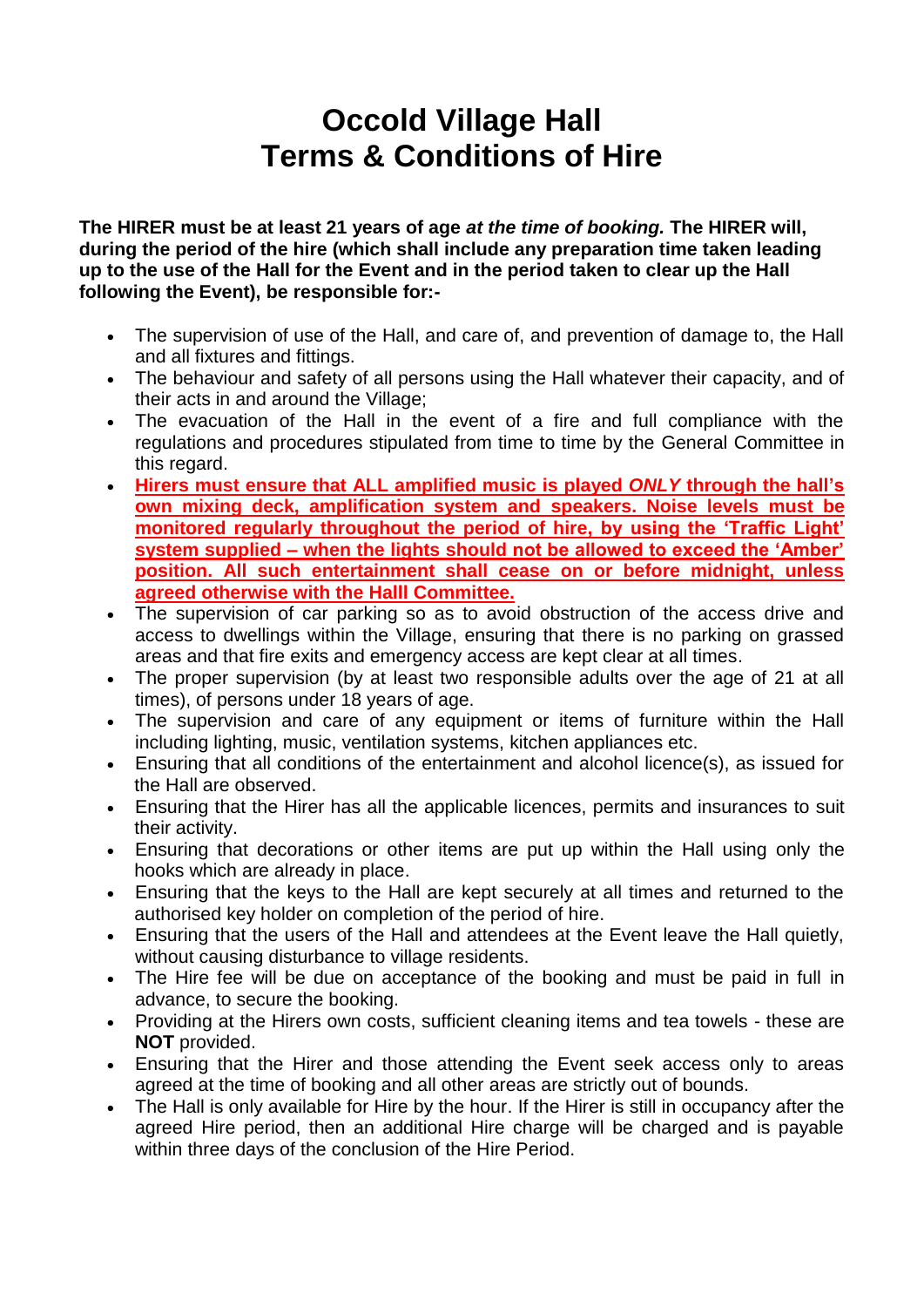# Occold Village Hall
# Terms & Conditions of Hire

**The HIRER must be at least 21 years of age *at the time of booking.* The HIRER will, during the period of the hire (which shall include any preparation time taken leading up to the use of the Hall for the Event and in the period taken to clear up the Hall following the Event), be responsible for:-**

- The supervision of use of the Hall, and care of, and prevention of damage to, the Hall and all fixtures and fittings.
- The behaviour and safety of all persons using the Hall whatever their capacity, and of their acts in and around the Village;
- The evacuation of the Hall in the event of a fire and full compliance with the regulations and procedures stipulated from time to time by the General Committee in this regard.
- **Hirers must ensure that ALL amplified music is played *ONLY* through the hall's own mixing deck, amplification system and speakers. Noise levels must be monitored regularly throughout the period of hire, by using the 'Traffic Light' system supplied – when the lights should not be allowed to exceed the 'Amber' position. All such entertainment shall cease on or before midnight, unless agreed otherwise with the Halll Committee.**
- The supervision of car parking so as to avoid obstruction of the access drive and access to dwellings within the Village, ensuring that there is no parking on grassed areas and that fire exits and emergency access are kept clear at all times.
- The proper supervision (by at least two responsible adults over the age of 21 at all times), of persons under 18 years of age.
- The supervision and care of any equipment or items of furniture within the Hall including lighting, music, ventilation systems, kitchen appliances etc.
- Ensuring that all conditions of the entertainment and alcohol licence(s), as issued for the Hall are observed.
- Ensuring that the Hirer has all the applicable licences, permits and insurances to suit their activity.
- Ensuring that decorations or other items are put up within the Hall using only the hooks which are already in place.
- Ensuring that the keys to the Hall are kept securely at all times and returned to the authorised key holder on completion of the period of hire.
- Ensuring that the users of the Hall and attendees at the Event leave the Hall quietly, without causing disturbance to village residents.
- The Hire fee will be due on acceptance of the booking and must be paid in full in advance, to secure the booking.
- Providing at the Hirers own costs, sufficient cleaning items and tea towels - these are **NOT** provided.
- Ensuring that the Hirer and those attending the Event seek access only to areas agreed at the time of booking and all other areas are strictly out of bounds.
- The Hall is only available for Hire by the hour. If the Hirer is still in occupancy after the agreed Hire period, then an additional Hire charge will be charged and is payable within three days of the conclusion of the Hire Period.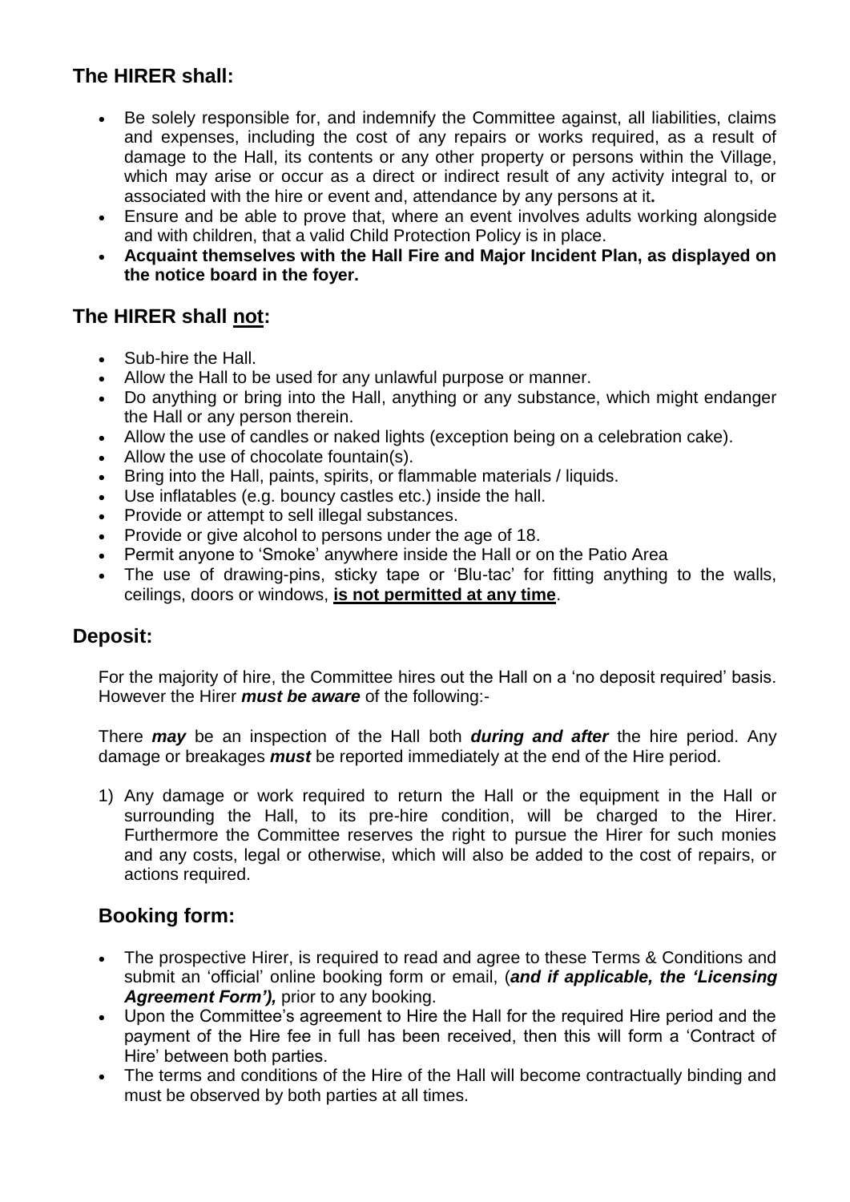## The HIRER shall:

- Be solely responsible for, and indemnify the Committee against, all liabilities, claims and expenses, including the cost of any repairs or works required, as a result of damage to the Hall, its contents or any other property or persons within the Village, which may arise or occur as a direct or indirect result of any activity integral to, or associated with the hire or event and, attendance by any persons at it**.**
- Ensure and be able to prove that, where an event involves adults working alongside and with children, that a valid Child Protection Policy is in place.
- **Acquaint themselves with the Hall Fire and Major Incident Plan, as displayed on the notice board in the foyer.**

## The HIRER shall <u>not</u>:

- Sub-hire the Hall.
- Allow the Hall to be used for any unlawful purpose or manner.
- Do anything or bring into the Hall, anything or any substance, which might endanger the Hall or any person therein.
- Allow the use of candles or naked lights (exception being on a celebration cake).
- Allow the use of chocolate fountain(s).
- Bring into the Hall, paints, spirits, or flammable materials / liquids.
- Use inflatables (e.g. bouncy castles etc.) inside the hall.
- Provide or attempt to sell illegal substances.
- Provide or give alcohol to persons under the age of 18.
- Permit anyone to 'Smoke' anywhere inside the Hall or on the Patio Area
- The use of drawing-pins, sticky tape or 'Blu-tac' for fitting anything to the walls, ceilings, doors or windows, **<u>is not permitted at any time</u>**.

## Deposit:

For the majority of hire, the Committee hires out the Hall on a 'no deposit required' basis. However the Hirer ***must be aware*** of the following:-

There ***may*** be an inspection of the Hall both ***during and after*** the hire period. Any damage or breakages ***must*** be reported immediately at the end of the Hire period.

1) Any damage or work required to return the Hall or the equipment in the Hall or surrounding the Hall, to its pre-hire condition, will be charged to the Hirer. Furthermore the Committee reserves the right to pursue the Hirer for such monies and any costs, legal or otherwise, which will also be added to the cost of repairs, or actions required.

## Booking form:

- The prospective Hirer, is required to read and agree to these Terms & Conditions and submit an 'official' online booking form or email, (***and if applicable, the 'Licensing Agreement Form'),*** prior to any booking.
- Upon the Committee's agreement to Hire the Hall for the required Hire period and the payment of the Hire fee in full has been received, then this will form a 'Contract of Hire' between both parties.
- The terms and conditions of the Hire of the Hall will become contractually binding and must be observed by both parties at all times.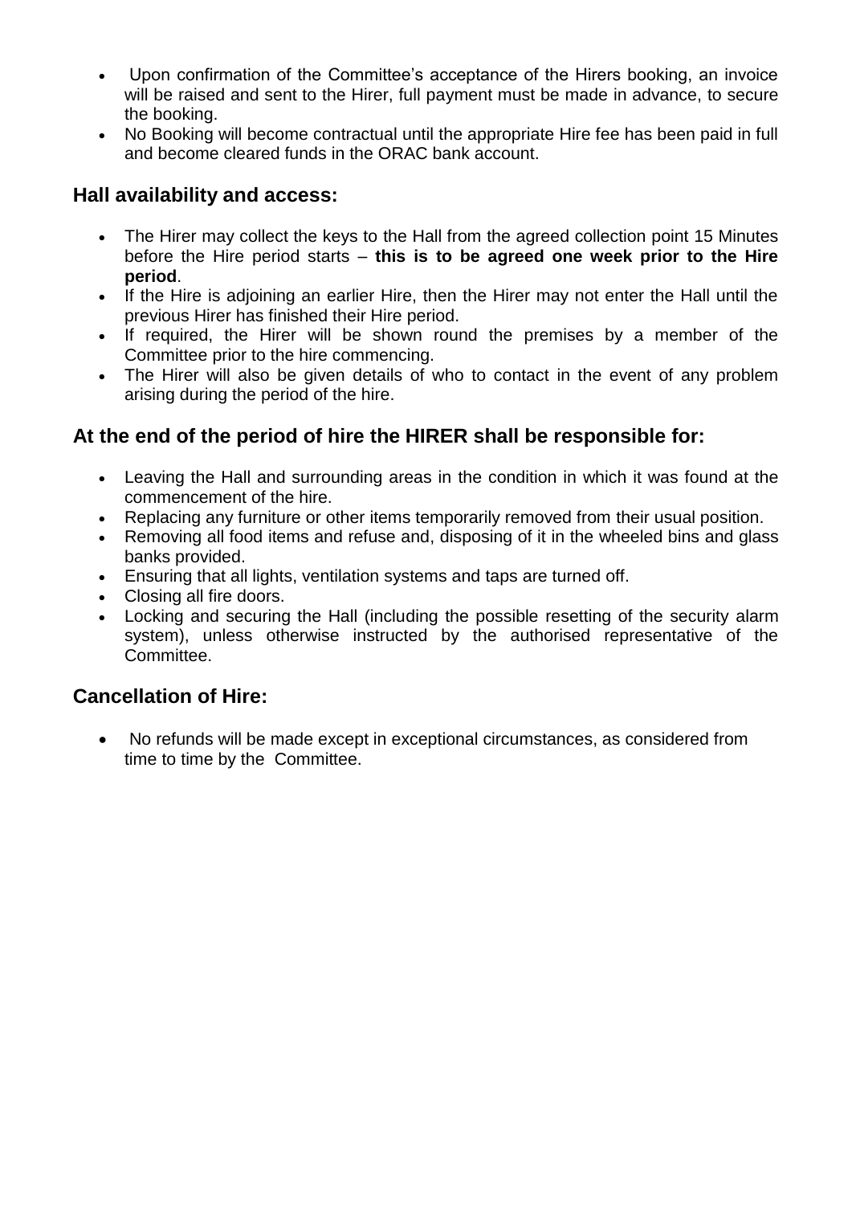- Upon confirmation of the Committee's acceptance of the Hirers booking, an invoice will be raised and sent to the Hirer, full payment must be made in advance, to secure the booking.
- No Booking will become contractual until the appropriate Hire fee has been paid in full and become cleared funds in the ORAC bank account.

## Hall availability and access:

- The Hirer may collect the keys to the Hall from the agreed collection point 15 Minutes before the Hire period starts – **this is to be agreed one week prior to the Hire period**.
- If the Hire is adjoining an earlier Hire, then the Hirer may not enter the Hall until the previous Hirer has finished their Hire period.
- If required, the Hirer will be shown round the premises by a member of the Committee prior to the hire commencing.
- The Hirer will also be given details of who to contact in the event of any problem arising during the period of the hire.

## At the end of the period of hire the HIRER shall be responsible for:

- Leaving the Hall and surrounding areas in the condition in which it was found at the commencement of the hire.
- Replacing any furniture or other items temporarily removed from their usual position.
- Removing all food items and refuse and, disposing of it in the wheeled bins and glass banks provided.
- Ensuring that all lights, ventilation systems and taps are turned off.
- Closing all fire doors.
- Locking and securing the Hall (including the possible resetting of the security alarm system), unless otherwise instructed by the authorised representative of the Committee.

## Cancellation of Hire:

- No refunds will be made except in exceptional circumstances, as considered from time to time by the Committee.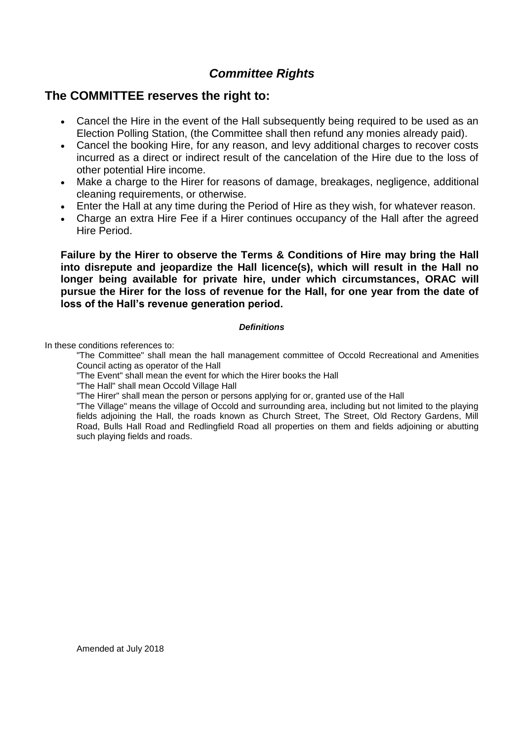## *Committee Rights*

## The COMMITTEE reserves the right to:

- Cancel the Hire in the event of the Hall subsequently being required to be used as an Election Polling Station, (the Committee shall then refund any monies already paid).
- Cancel the booking Hire, for any reason, and levy additional charges to recover costs incurred as a direct or indirect result of the cancelation of the Hire due to the loss of other potential Hire income.
- Make a charge to the Hirer for reasons of damage, breakages, negligence, additional cleaning requirements, or otherwise.
- Enter the Hall at any time during the Period of Hire as they wish, for whatever reason.
- Charge an extra Hire Fee if a Hirer continues occupancy of the Hall after the agreed Hire Period.

**Failure by the Hirer to observe the Terms & Conditions of Hire may bring the Hall into disrepute and jeopardize the Hall licence(s), which will result in the Hall no longer being available for private hire, under which circumstances, ORAC will pursue the Hirer for the loss of revenue for the Hall, for one year from the date of loss of the Hall's revenue generation period.**

***Definitions***

In these conditions references to:

"The Committee" shall mean the hall management committee of Occold Recreational and Amenities Council acting as operator of the Hall

"The Event" shall mean the event for which the Hirer books the Hall

"The Hall" shall mean Occold Village Hall

"The Hirer" shall mean the person or persons applying for or, granted use of the Hall

"The Village" means the village of Occold and surrounding area, including but not limited to the playing fields adjoining the Hall, the roads known as Church Street, The Street, Old Rectory Gardens, Mill Road, Bulls Hall Road and Redlingfield Road all properties on them and fields adjoining or abutting such playing fields and roads.

Amended at July 2018